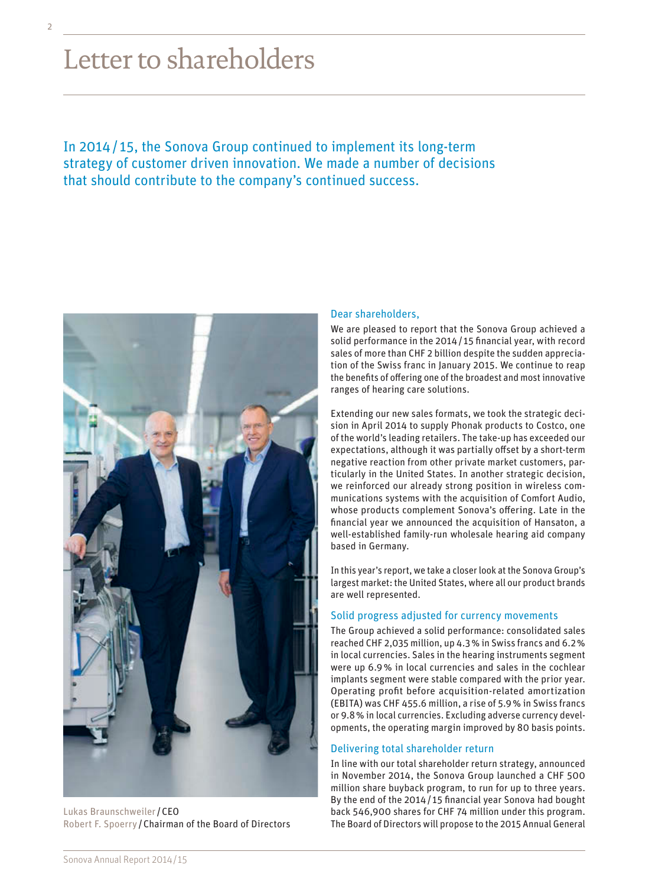# Letter to shareholders

In 2014 / 15, the Sonova Group continued to implement its long-term strategy of customer driven innovation. We made a number of decisions that should contribute to the company's continued success.

Lukas Braunschweiler / CEO
Robert F. Spoerry / Chairman of the Board of Directors

## Dear shareholders,

We are pleased to report that the Sonova Group achieved a solid performance in the 2014 / 15 financial year, with record sales of more than CHF 2 billion despite the sudden appreciation of the Swiss franc in January 2015. We continue to reap the benefits of offering one of the broadest and most innovative ranges of hearing care solutions.

Extending our new sales formats, we took the strategic decision in April 2014 to supply Phonak products to Costco, one of the world's leading retailers. The take-up has exceeded our expectations, although it was partially offset by a short-term negative reaction from other private market customers, particularly in the United States. In another strategic decision, we reinforced our already strong position in wireless communications systems with the acquisition of Comfort Audio, whose products complement Sonova's offering. Late in the financial year we announced the acquisition of Hansaton, a well-established family-run wholesale hearing aid company based in Germany.

In this year's report, we take a closer look at the Sonova Group's largest market: the United States, where all our product brands are well represented.

## Solid progress adjusted for currency movements

The Group achieved a solid performance: consolidated sales reached CHF 2,035 million, up 4.3 % in Swiss francs and 6.2 % in local currencies. Sales in the hearing instruments segment were up 6.9 % in local currencies and sales in the cochlear implants segment were stable compared with the prior year. Operating profit before acquisition-related amortization (EBITA) was CHF 455.6 million, a rise of 5.9 % in Swiss francs or 9.8 % in local currencies. Excluding adverse currency developments, the operating margin improved by 80 basis points.

## Delivering total shareholder return

In line with our total shareholder return strategy, announced in November 2014, the Sonova Group launched a CHF 500 million share buyback program, to run for up to three years. By the end of the 2014 / 15 financial year Sonova had bought back 546,900 shares for CHF 74 million under this program. The Board of Directors will propose to the 2015 Annual General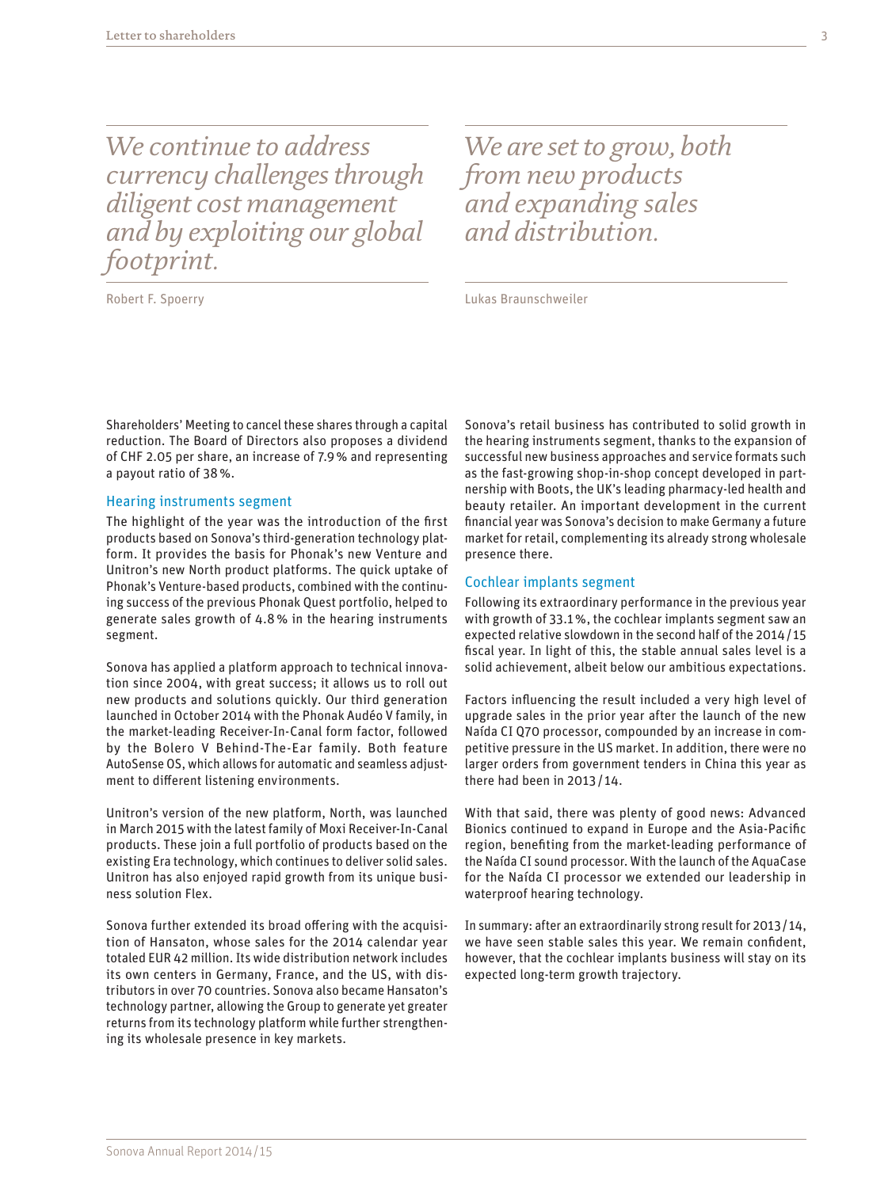*We continue to address currency challenges through diligent cost management and by exploiting our global footprint.*

Robert F. Spoerry

*We are set to grow, both from new products and expanding sales and distribution.*

Lukas Braunschweiler

Shareholders' Meeting to cancel these shares through a capital reduction. The Board of Directors also proposes a dividend of CHF 2.05 per share, an increase of 7.9 % and representing a payout ratio of 38 %.

## Hearing instruments segment

The highlight of the year was the introduction of the first products based on Sonova's third-generation technology platform. It provides the basis for Phonak's new Venture and Unitron's new North product platforms. The quick uptake of Phonak's Venture-based products, combined with the continuing success of the previous Phonak Quest portfolio, helped to generate sales growth of 4.8 % in the hearing instruments segment.

Sonova has applied a platform approach to technical innovation since 2004, with great success; it allows us to roll out new products and solutions quickly. Our third generation launched in October 2014 with the Phonak Audéo V family, in the market-leading Receiver-In-Canal form factor, followed by the Bolero V Behind-The-Ear family. Both feature AutoSense OS, which allows for automatic and seamless adjustment to different listening environments.

Unitron's version of the new platform, North, was launched in March 2015 with the latest family of Moxi Receiver-In-Canal products. These join a full portfolio of products based on the existing Era technology, which continues to deliver solid sales. Unitron has also enjoyed rapid growth from its unique business solution Flex.

Sonova further extended its broad offering with the acquisition of Hansaton, whose sales for the 2014 calendar year totaled EUR 42 million. Its wide distribution network includes its own centers in Germany, France, and the US, with distributors in over 70 countries. Sonova also became Hansaton's technology partner, allowing the Group to generate yet greater returns from its technology platform while further strengthening its wholesale presence in key markets.

Sonova's retail business has contributed to solid growth in the hearing instruments segment, thanks to the expansion of successful new business approaches and service formats such as the fast-growing shop-in-shop concept developed in partnership with Boots, the UK's leading pharmacy-led health and beauty retailer. An important development in the current financial year was Sonova's decision to make Germany a future market for retail, complementing its already strong wholesale presence there.

## Cochlear implants segment

Following its extraordinary performance in the previous year with growth of 33.1 %, the cochlear implants segment saw an expected relative slowdown in the second half of the 2014 / 15 fiscal year. In light of this, the stable annual sales level is a solid achievement, albeit below our ambitious expectations.

Factors influencing the result included a very high level of upgrade sales in the prior year after the launch of the new Naída CI Q70 processor, compounded by an increase in competitive pressure in the US market. In addition, there were no larger orders from government tenders in China this year as there had been in 2013 / 14.

With that said, there was plenty of good news: Advanced Bionics continued to expand in Europe and the Asia-Pacific region, benefiting from the market-leading performance of the Naída CI sound processor. With the launch of the AquaCase for the Naída CI processor we extended our leadership in waterproof hearing technology.

In summary: after an extraordinarily strong result for 2013 / 14, we have seen stable sales this year. We remain confident, however, that the cochlear implants business will stay on its expected long-term growth trajectory.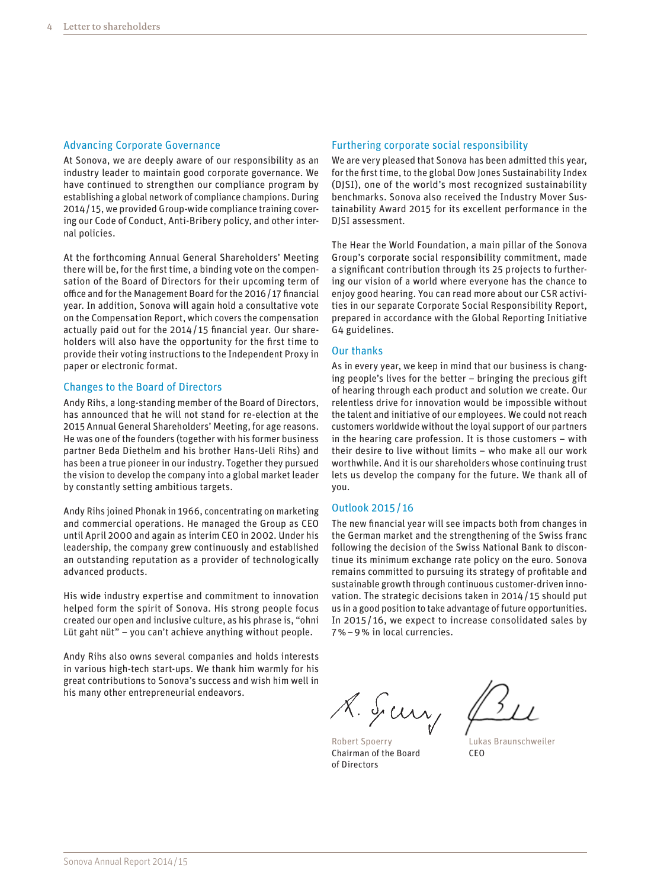## Advancing Corporate Governance

At Sonova, we are deeply aware of our responsibility as an industry leader to maintain good corporate governance. We have continued to strengthen our compliance program by establishing a global network of compliance champions. During 2014/15, we provided Group-wide compliance training covering our Code of Conduct, Anti-Bribery policy, and other internal policies.

At the forthcoming Annual General Shareholders' Meeting there will be, for the first time, a binding vote on the compensation of the Board of Directors for their upcoming term of office and for the Management Board for the 2016/17 financial year. In addition, Sonova will again hold a consultative vote on the Compensation Report, which covers the compensation actually paid out for the 2014/15 financial year. Our shareholders will also have the opportunity for the first time to provide their voting instructions to the Independent Proxy in paper or electronic format.

## Changes to the Board of Directors

Andy Rihs, a long-standing member of the Board of Directors, has announced that he will not stand for re-election at the 2015 Annual General Shareholders' Meeting, for age reasons. He was one of the founders (together with his former business partner Beda Diethelm and his brother Hans-Ueli Rihs) and has been a true pioneer in our industry. Together they pursued the vision to develop the company into a global market leader by constantly setting ambitious targets.

Andy Rihs joined Phonak in 1966, concentrating on marketing and commercial operations. He managed the Group as CEO until April 2000 and again as interim CEO in 2002. Under his leadership, the company grew continuously and established an outstanding reputation as a provider of technologically advanced products.

His wide industry expertise and commitment to innovation helped form the spirit of Sonova. His strong people focus created our open and inclusive culture, as his phrase is, "ohni Lüt gaht nüt" – you can't achieve anything without people.

Andy Rihs also owns several companies and holds interests in various high-tech start-ups. We thank him warmly for his great contributions to Sonova's success and wish him well in his many other entrepreneurial endeavors.

## Furthering corporate social responsibility

We are very pleased that Sonova has been admitted this year, for the first time, to the global Dow Jones Sustainability Index (DJSI), one of the world's most recognized sustainability benchmarks. Sonova also received the Industry Mover Sustainability Award 2015 for its excellent performance in the DJSI assessment.

The Hear the World Foundation, a main pillar of the Sonova Group's corporate social responsibility commitment, made a significant contribution through its 25 projects to furthering our vision of a world where everyone has the chance to enjoy good hearing. You can read more about our CSR activities in our separate Corporate Social Responsibility Report, prepared in accordance with the Global Reporting Initiative G4 guidelines.

## Our thanks

As in every year, we keep in mind that our business is changing people's lives for the better – bringing the precious gift of hearing through each product and solution we create. Our relentless drive for innovation would be impossible without the talent and initiative of our employees. We could not reach customers worldwide without the loyal support of our partners in the hearing care profession. It is those customers – with their desire to live without limits – who make all our work worthwhile. And it is our shareholders whose continuing trust lets us develop the company for the future. We thank all of you.

## Outlook 2015/16

The new financial year will see impacts both from changes in the German market and the strengthening of the Swiss franc following the decision of the Swiss National Bank to discontinue its minimum exchange rate policy on the euro. Sonova remains committed to pursuing its strategy of profitable and sustainable growth through continuous customer-driven innovation. The strategic decisions taken in 2014/15 should put us in a good position to take advantage of future opportunities. In 2015/16, we expect to increase consolidated sales by 7%–9% in local currencies.

Robert Spoerry
Chairman of the Board of Directors

Lukas Braunschweiler
CEO